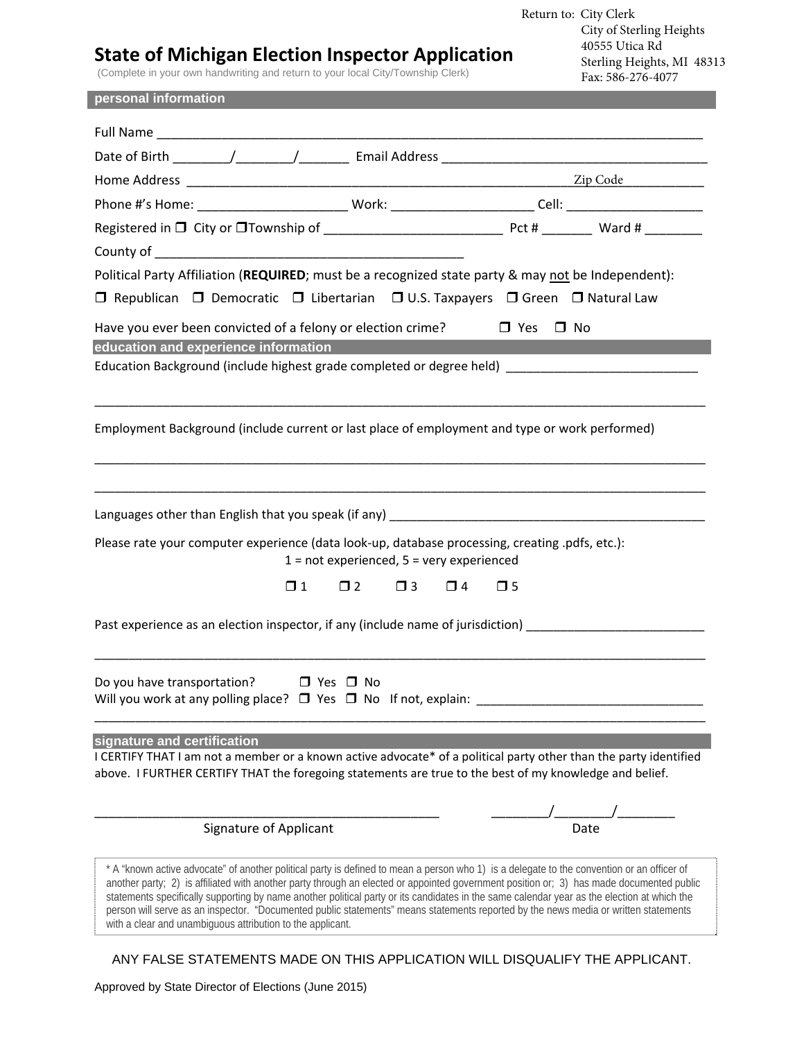Return to: City Clerk
City of Sterling Heights
40555 Utica Rd
Sterling Heights, MI 48313
Fax: 586-276-4077

# State of Michigan Election Inspector Application

(Complete in your own handwriting and return to your local City/Township Clerk)

## personal information

Full Name ______________________________________________________________________________

Date of Birth ________/________/_______ Email Address ____________________________________

Home Address ____________________________________________________________Zip Code___________

Phone #'s Home: _____________________ Work: ___________________ Cell: ___________________

Registered in ❒ City or ❒Township of _________________________ Pct # _______ Ward # ________

County of ____________________________________________

Political Party Affiliation (**REQUIRED**; must be a recognized state party & may not be Independent):

❒ Republican ❒ Democratic ❒ Libertarian ❒ U.S. Taxpayers ❒ Green ❒ Natural Law

Have you ever been convicted of a felony or election crime? ❒ Yes ❒ No

## education and experience information

Education Background (include highest grade completed or degree held) ___________________________

______________________________________________________________________________________

Employment Background (include current or last place of employment and type or work performed)

______________________________________________________________________________________

______________________________________________________________________________________

Languages other than English that you speak (if any) ______________________________________________

Please rate your computer experience (data look-up, database processing, creating .pdfs, etc.):
1 = not experienced, 5 = very experienced

❒ 1 ❒ 2 ❒ 3 ❒ 4 ❒ 5

Past experience as an election inspector, if any (include name of jurisdiction) _________________________

______________________________________________________________________________________

Do you have transportation? ❒ Yes ❒ No
Will you work at any polling place? ❒ Yes ❒ No If not, explain: ________________________________

______________________________________________________________________________________

## signature and certification

I CERTIFY THAT I am not a member or a known active advocate* of a political party other than the party identified above. I FURTHER CERTIFY THAT the foregoing statements are true to the best of my knowledge and belief.

_______________________________________________ ________/________/________
Signature of Applicant Date

* A "known active advocate" of another political party is defined to mean a person who 1) is a delegate to the convention or an officer of another party; 2) is affiliated with another party through an elected or appointed government position or; 3) has made documented public statements specifically supporting by name another political party or its candidates in the same calendar year as the election at which the person will serve as an inspector. "Documented public statements" means statements reported by the news media or written statements with a clear and unambiguous attribution to the applicant.

ANY FALSE STATEMENTS MADE ON THIS APPLICATION WILL DISQUALIFY THE APPLICANT.

Approved by State Director of Elections (June 2015)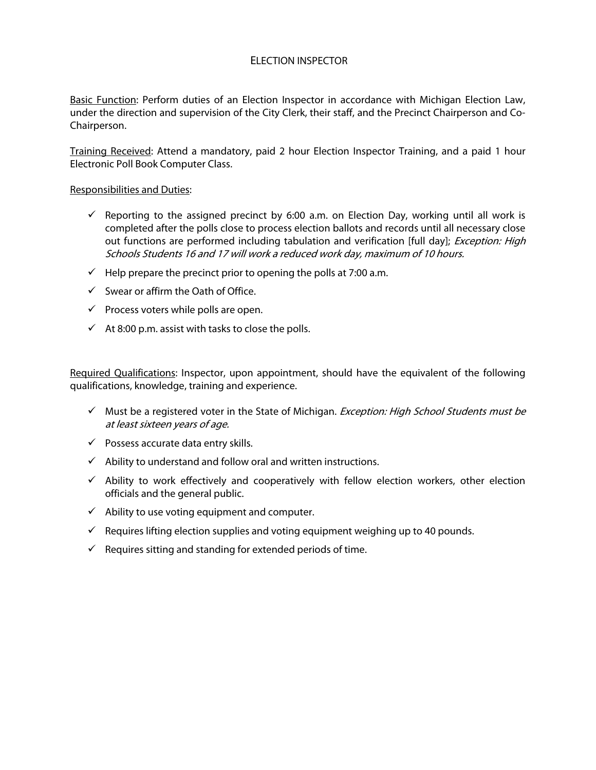# ELECTION INSPECTOR

Basic Function: Perform duties of an Election Inspector in accordance with Michigan Election Law, under the direction and supervision of the City Clerk, their staff, and the Precinct Chairperson and Co-Chairperson.

Training Received: Attend a mandatory, paid 2 hour Election Inspector Training, and a paid 1 hour Electronic Poll Book Computer Class.

Responsibilities and Duties:

- ✓ Reporting to the assigned precinct by 6:00 a.m. on Election Day, working until all work is completed after the polls close to process election ballots and records until all necessary close out functions are performed including tabulation and verification [full day]; *Exception: High Schools Students 16 and 17 will work a reduced work day, maximum of 10 hours.*
- ✓ Help prepare the precinct prior to opening the polls at 7:00 a.m.
- ✓ Swear or affirm the Oath of Office.
- ✓ Process voters while polls are open.
- ✓ At 8:00 p.m. assist with tasks to close the polls.

Required Qualifications: Inspector, upon appointment, should have the equivalent of the following qualifications, knowledge, training and experience.

- ✓ Must be a registered voter in the State of Michigan. *Exception: High School Students must be at least sixteen years of age.*
- ✓ Possess accurate data entry skills.
- ✓ Ability to understand and follow oral and written instructions.
- ✓ Ability to work effectively and cooperatively with fellow election workers, other election officials and the general public.
- ✓ Ability to use voting equipment and computer.
- ✓ Requires lifting election supplies and voting equipment weighing up to 40 pounds.
- ✓ Requires sitting and standing for extended periods of time.